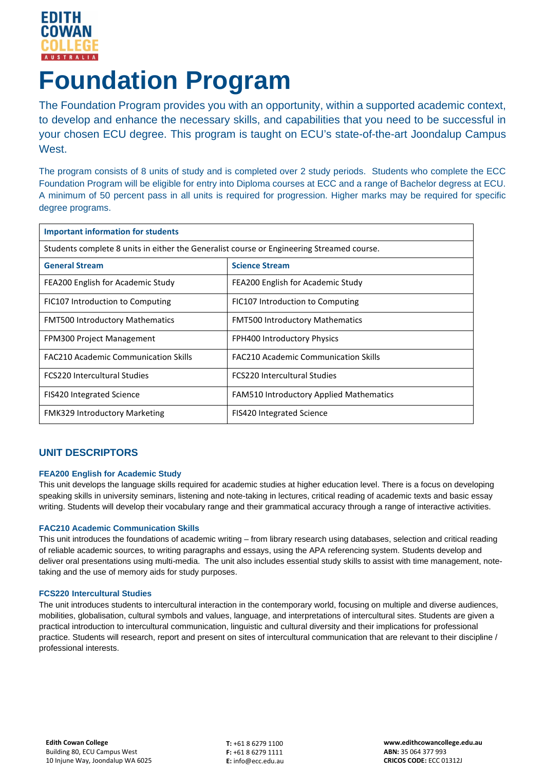EDITH COWAN COLLEGE AUSTRALIA

# Foundation Program

The Foundation Program provides you with an opportunity, within a supported academic context, to develop and enhance the necessary skills, and capabilities that you need to be successful in your chosen ECU degree. This program is taught on ECU's state-of-the-art Joondalup Campus West.

The program consists of 8 units of study and is completed over 2 study periods. Students who complete the ECC Foundation Program will be eligible for entry into Diploma courses at ECC and a range of Bachelor degress at ECU. A minimum of 50 percent pass in all units is required for progression. Higher marks may be required for specific degree programs.

| **Important information for students** | |
|---|---|
| Students complete 8 units in either the Generalist course or Engineering Streamed course. | |
| **General Stream** | **Science Stream** |
| FEA200 English for Academic Study | FEA200 English for Academic Study |
| FIC107 Introduction to Computing | FIC107 Introduction to Computing |
| FMT500 Introductory Mathematics | FMT500 Introductory Mathematics |
| FPM300 Project Management | FPH400 Introductory Physics |
| FAC210 Academic Communication Skills | FAC210 Academic Communication Skills |
| FCS220 Intercultural Studies | FCS220 Intercultural Studies |
| FIS420 Integrated Science | FAM510 Introductory Applied Mathematics |
| FMK329 Introductory Marketing | FIS420 Integrated Science |

## UNIT DESCRIPTORS

### FEA200 English for Academic Study

This unit develops the language skills required for academic studies at higher education level. There is a focus on developing speaking skills in university seminars, listening and note-taking in lectures, critical reading of academic texts and basic essay writing. Students will develop their vocabulary range and their grammatical accuracy through a range of interactive activities.

### FAC210 Academic Communication Skills

This unit introduces the foundations of academic writing – from library research using databases, selection and critical reading of reliable academic sources, to writing paragraphs and essays, using the APA referencing system. Students develop and deliver oral presentations using multi-media. The unit also includes essential study skills to assist with time management, note-taking and the use of memory aids for study purposes.

### FCS220 Intercultural Studies

The unit introduces students to intercultural interaction in the contemporary world, focusing on multiple and diverse audiences, mobilities, globalisation, cultural symbols and values, language, and interpretations of intercultural sites. Students are given a practical introduction to intercultural communication, linguistic and cultural diversity and their implications for professional practice. Students will research, report and present on sites of intercultural communication that are relevant to their discipline / professional interests.

**Edith Cowan College**
Building 80, ECU Campus West
10 Injune Way, Joondalup WA 6025

**T:** +61 8 6279 1100
**F:** +61 8 6279 1111
**E:** info@ecc.edu.au

**www.edithcowancollege.edu.au**
**ABN:** 35 064 377 993
**CRICOS CODE:** ECC 01312J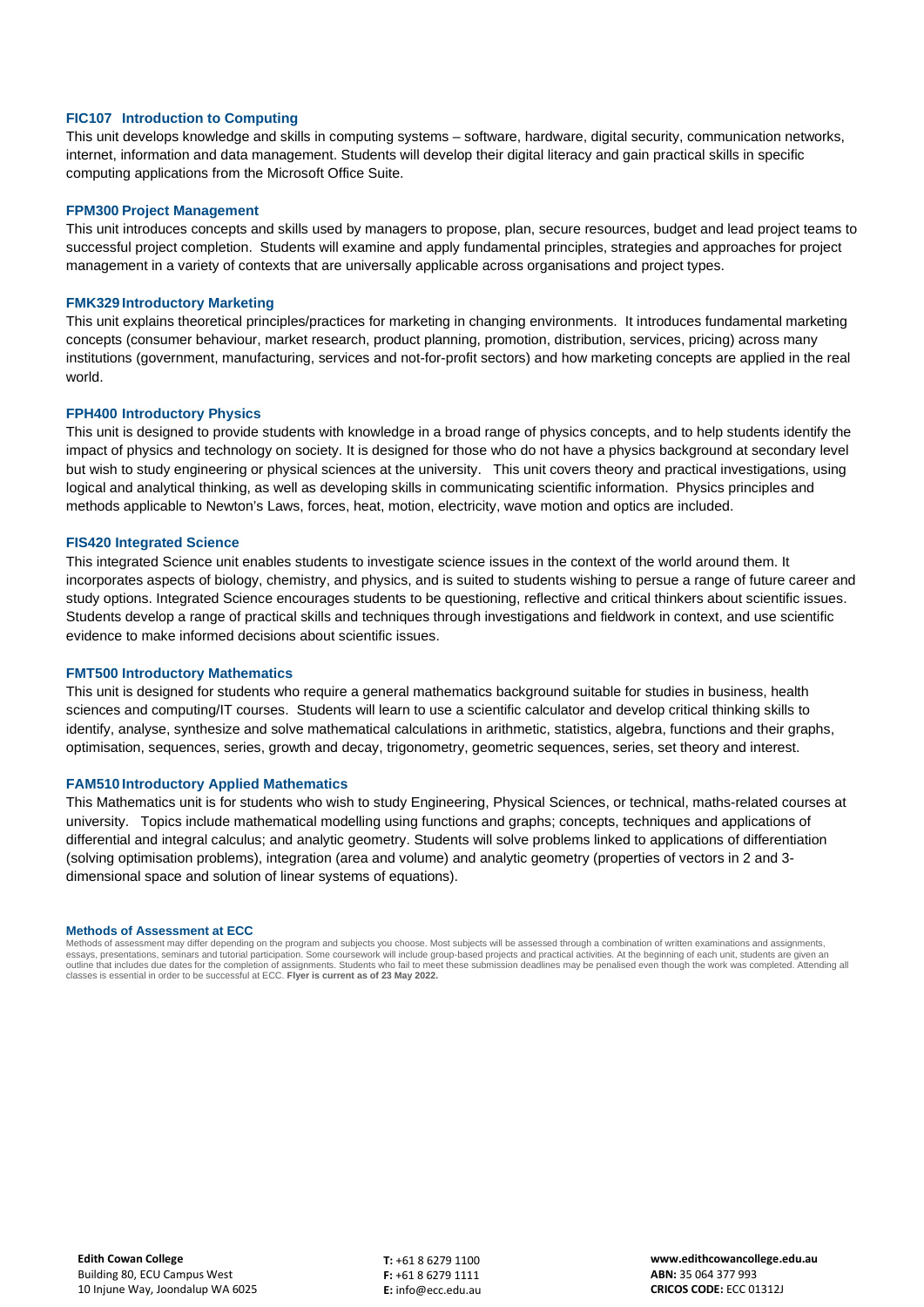### FIC107 Introduction to Computing

This unit develops knowledge and skills in computing systems – software, hardware, digital security, communication networks, internet, information and data management. Students will develop their digital literacy and gain practical skills in specific computing applications from the Microsoft Office Suite.

### FPM300 Project Management

This unit introduces concepts and skills used by managers to propose, plan, secure resources, budget and lead project teams to successful project completion. Students will examine and apply fundamental principles, strategies and approaches for project management in a variety of contexts that are universally applicable across organisations and project types.

### FMK329 Introductory Marketing

This unit explains theoretical principles/practices for marketing in changing environments. It introduces fundamental marketing concepts (consumer behaviour, market research, product planning, promotion, distribution, services, pricing) across many institutions (government, manufacturing, services and not-for-profit sectors) and how marketing concepts are applied in the real world.

### FPH400 Introductory Physics

This unit is designed to provide students with knowledge in a broad range of physics concepts, and to help students identify the impact of physics and technology on society. It is designed for those who do not have a physics background at secondary level but wish to study engineering or physical sciences at the university. This unit covers theory and practical investigations, using logical and analytical thinking, as well as developing skills in communicating scientific information. Physics principles and methods applicable to Newton's Laws, forces, heat, motion, electricity, wave motion and optics are included.

### FIS420 Integrated Science

This integrated Science unit enables students to investigate science issues in the context of the world around them. It incorporates aspects of biology, chemistry, and physics, and is suited to students wishing to persue a range of future career and study options. Integrated Science encourages students to be questioning, reflective and critical thinkers about scientific issues. Students develop a range of practical skills and techniques through investigations and fieldwork in context, and use scientific evidence to make informed decisions about scientific issues.

### FMT500 Introductory Mathematics

This unit is designed for students who require a general mathematics background suitable for studies in business, health sciences and computing/IT courses. Students will learn to use a scientific calculator and develop critical thinking skills to identify, analyse, synthesize and solve mathematical calculations in arithmetic, statistics, algebra, functions and their graphs, optimisation, sequences, series, growth and decay, trigonometry, geometric sequences, series, set theory and interest.

### FAM510 Introductory Applied Mathematics

This Mathematics unit is for students who wish to study Engineering, Physical Sciences, or technical, maths-related courses at university. Topics include mathematical modelling using functions and graphs; concepts, techniques and applications of differential and integral calculus; and analytic geometry. Students will solve problems linked to applications of differentiation (solving optimisation problems), integration (area and volume) and analytic geometry (properties of vectors in 2 and 3-dimensional space and solution of linear systems of equations).

#### Methods of Assessment at ECC

Methods of assessment may differ depending on the program and subjects you choose. Most subjects will be assessed through a combination of written examinations and assignments, essays, presentations, seminars and tutorial participation. Some coursework will include group-based projects and practical activities. At the beginning of each unit, students are given an outline that includes due dates for the completion of assignments. Students who fail to meet these submission deadlines may be penalised even though the work was completed. Attending all classes is essential in order to be successful at ECC. **Flyer is current as of 23 May 2022.**

**Edith Cowan College**
Building 80, ECU Campus West
10 Injune Way, Joondalup WA 6025

**T:** +61 8 6279 1100
**F:** +61 8 6279 1111
**E:** info@ecc.edu.au

**www.edithcowancollege.edu.au**
**ABN:** 35 064 377 993
**CRICOS CODE:** ECC 01312J